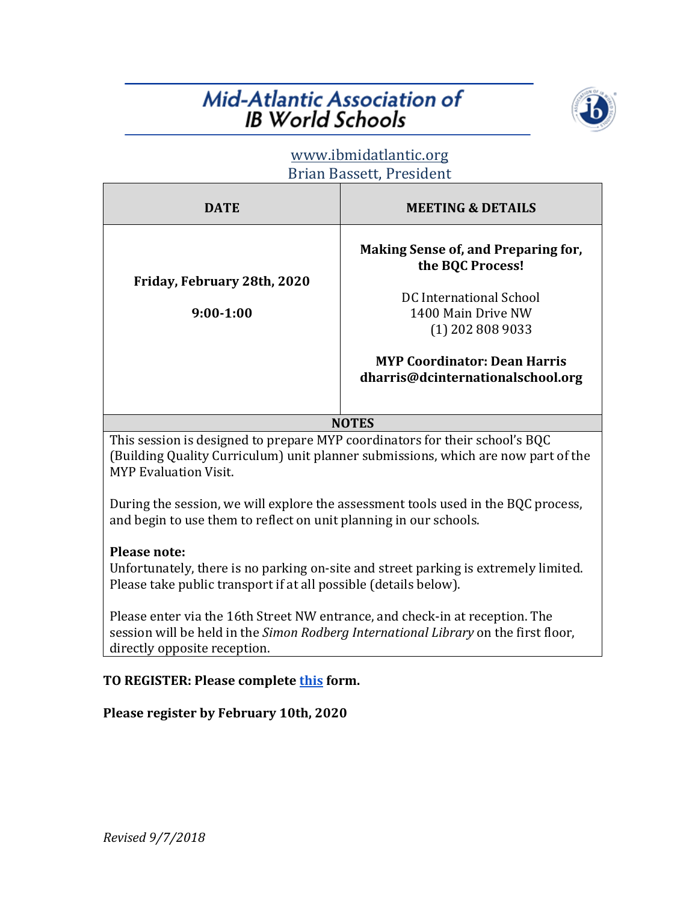# Mid-Atlantic Association of IB World Schools

www.ibmidatlantic.org
Brian Bassett, President

| DATE | MEETING & DETAILS |
|---|---|
| **Friday, February 28th, 2020**<br><br>**9:00-1:00** | **Making Sense of, and Preparing for, the BQC Process!**<br><br>DC International School<br>1400 Main Drive NW<br>(1) 202 808 9033<br><br>**MYP Coordinator: Dean Harris**<br>**dharris@dcinternationalschool.org** |

**NOTES**

This session is designed to prepare MYP coordinators for their school's BQC (Building Quality Curriculum) unit planner submissions, which are now part of the MYP Evaluation Visit.

During the session, we will explore the assessment tools used in the BQC process, and begin to use them to reflect on unit planning in our schools.

**Please note:**
Unfortunately, there is no parking on-site and street parking is extremely limited. Please take public transport if at all possible (details below).

Please enter via the 16th Street NW entrance, and check-in at reception. The session will be held in the *Simon Rodberg International Library* on the first floor, directly opposite reception.

**TO REGISTER: Please complete this form.**

**Please register by February 10th, 2020**

*Revised 9/7/2018*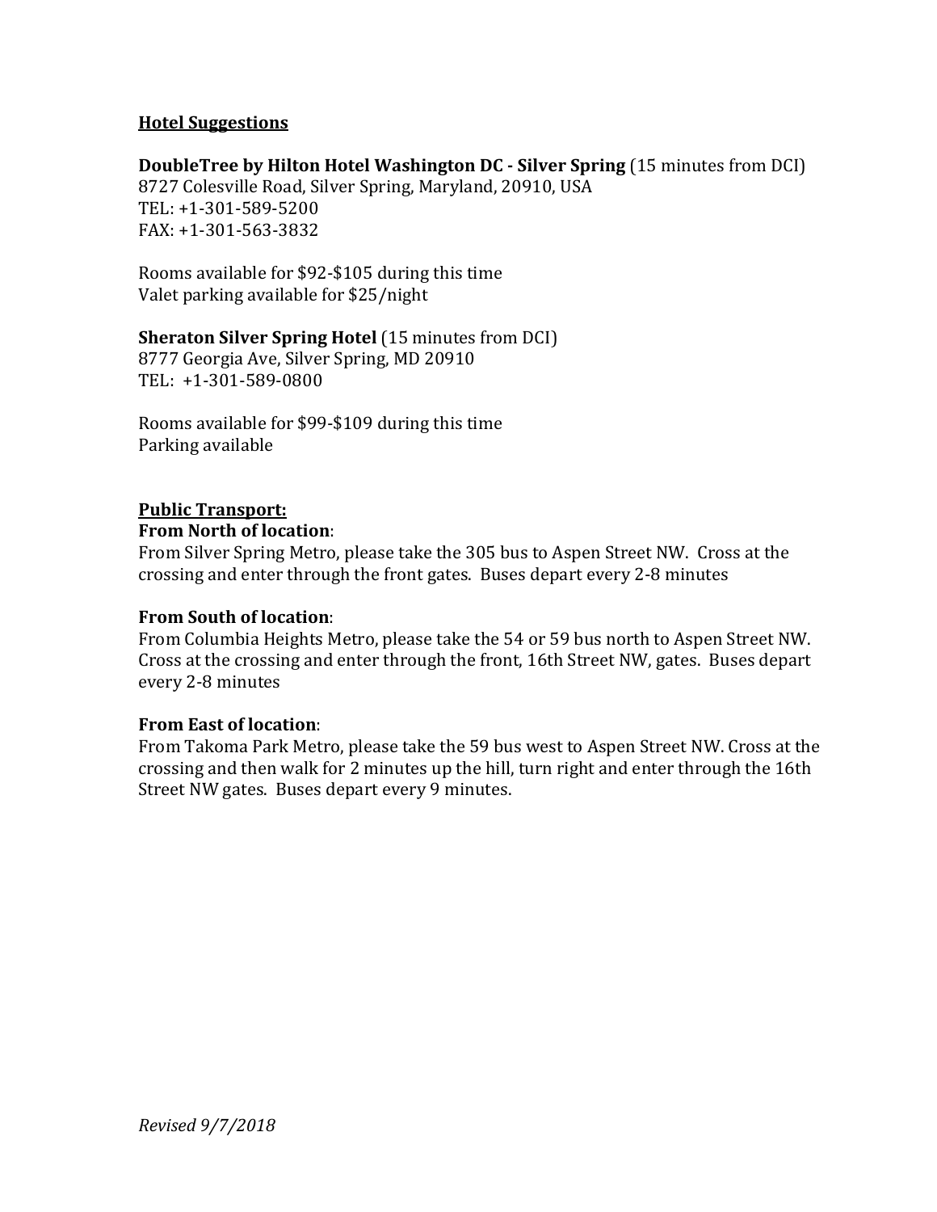## Hotel Suggestions

**DoubleTree by Hilton Hotel Washington DC - Silver Spring** (15 minutes from DCI)
8727 Colesville Road, Silver Spring, Maryland, 20910, USA
TEL: +1-301-589-5200
FAX: +1-301-563-3832

Rooms available for $92-$105 during this time
Valet parking available for $25/night

**Sheraton Silver Spring Hotel** (15 minutes from DCI)
8777 Georgia Ave, Silver Spring, MD 20910
TEL: +1-301-589-0800

Rooms available for $99-$109 during this time
Parking available

## Public Transport:

**From North of location**:
From Silver Spring Metro, please take the 305 bus to Aspen Street NW. Cross at the crossing and enter through the front gates. Buses depart every 2-8 minutes

**From South of location**:
From Columbia Heights Metro, please take the 54 or 59 bus north to Aspen Street NW. Cross at the crossing and enter through the front, 16th Street NW, gates. Buses depart every 2-8 minutes

**From East of location**:
From Takoma Park Metro, please take the 59 bus west to Aspen Street NW. Cross at the crossing and then walk for 2 minutes up the hill, turn right and enter through the 16th Street NW gates. Buses depart every 9 minutes.

*Revised 9/7/2018*